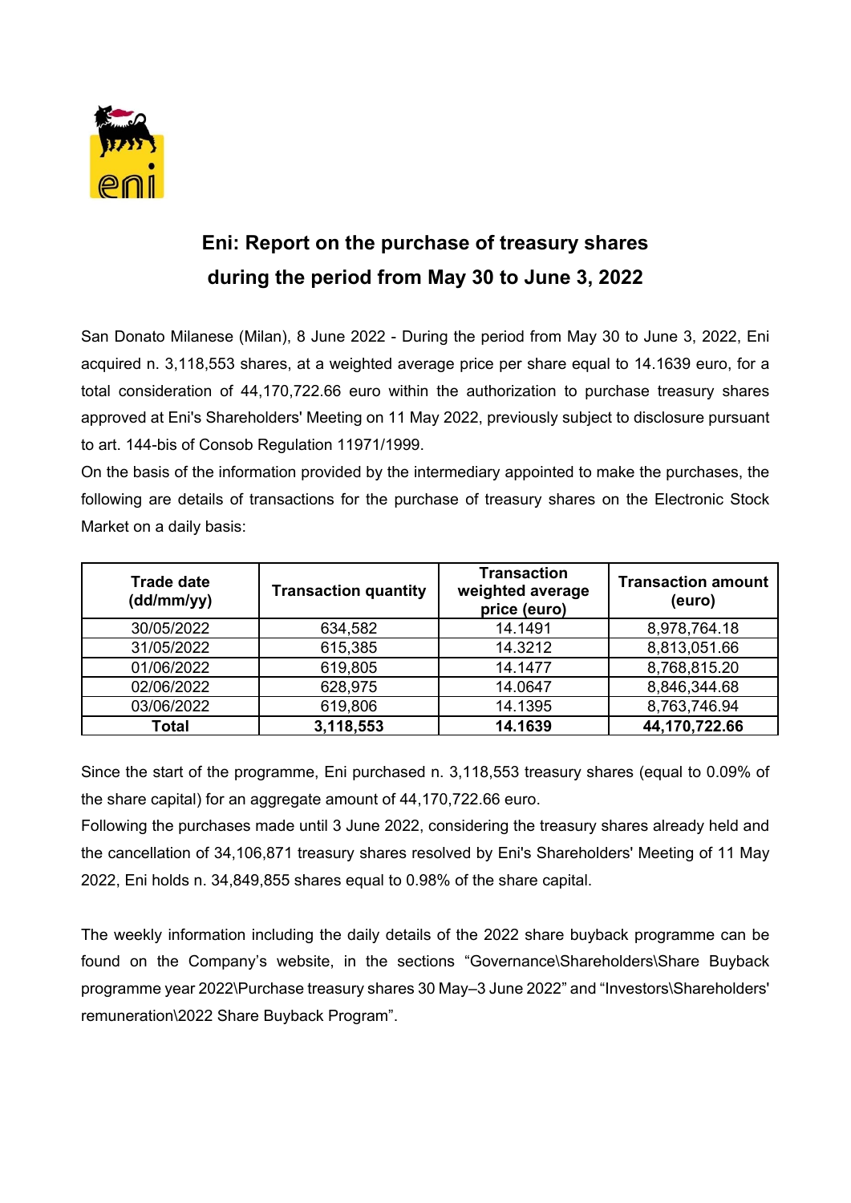# Eni: Report on the purchase of treasury shares during the period from May 30 to June 3, 2022

San Donato Milanese (Milan), 8 June 2022 - During the period from May 30 to June 3, 2022, Eni acquired n. 3,118,553 shares, at a weighted average price per share equal to 14.1639 euro, for a total consideration of 44,170,722.66 euro within the authorization to purchase treasury shares approved at Eni's Shareholders' Meeting on 11 May 2022, previously subject to disclosure pursuant to art. 144-bis of Consob Regulation 11971/1999.

On the basis of the information provided by the intermediary appointed to make the purchases, the following are details of transactions for the purchase of treasury shares on the Electronic Stock Market on a daily basis:

| Trade date (dd/mm/yy) | Transaction quantity | Transaction weighted average price (euro) | Transaction amount (euro) |
|---|---|---|---|
| 30/05/2022 | 634,582 | 14.1491 | 8,978,764.18 |
| 31/05/2022 | 615,385 | 14.3212 | 8,813,051.66 |
| 01/06/2022 | 619,805 | 14.1477 | 8,768,815.20 |
| 02/06/2022 | 628,975 | 14.0647 | 8,846,344.68 |
| 03/06/2022 | 619,806 | 14.1395 | 8,763,746.94 |
| **Total** | **3,118,553** | **14.1639** | **44,170,722.66** |

Since the start of the programme, Eni purchased n. 3,118,553 treasury shares (equal to 0.09% of the share capital) for an aggregate amount of 44,170,722.66 euro.

Following the purchases made until 3 June 2022, considering the treasury shares already held and the cancellation of 34,106,871 treasury shares resolved by Eni's Shareholders' Meeting of 11 May 2022, Eni holds n. 34,849,855 shares equal to 0.98% of the share capital.

The weekly information including the daily details of the 2022 share buyback programme can be found on the Company's website, in the sections "Governance\Shareholders\Share Buyback programme year 2022\Purchase treasury shares 30 May–3 June 2022" and "Investors\Shareholders' remuneration\2022 Share Buyback Program".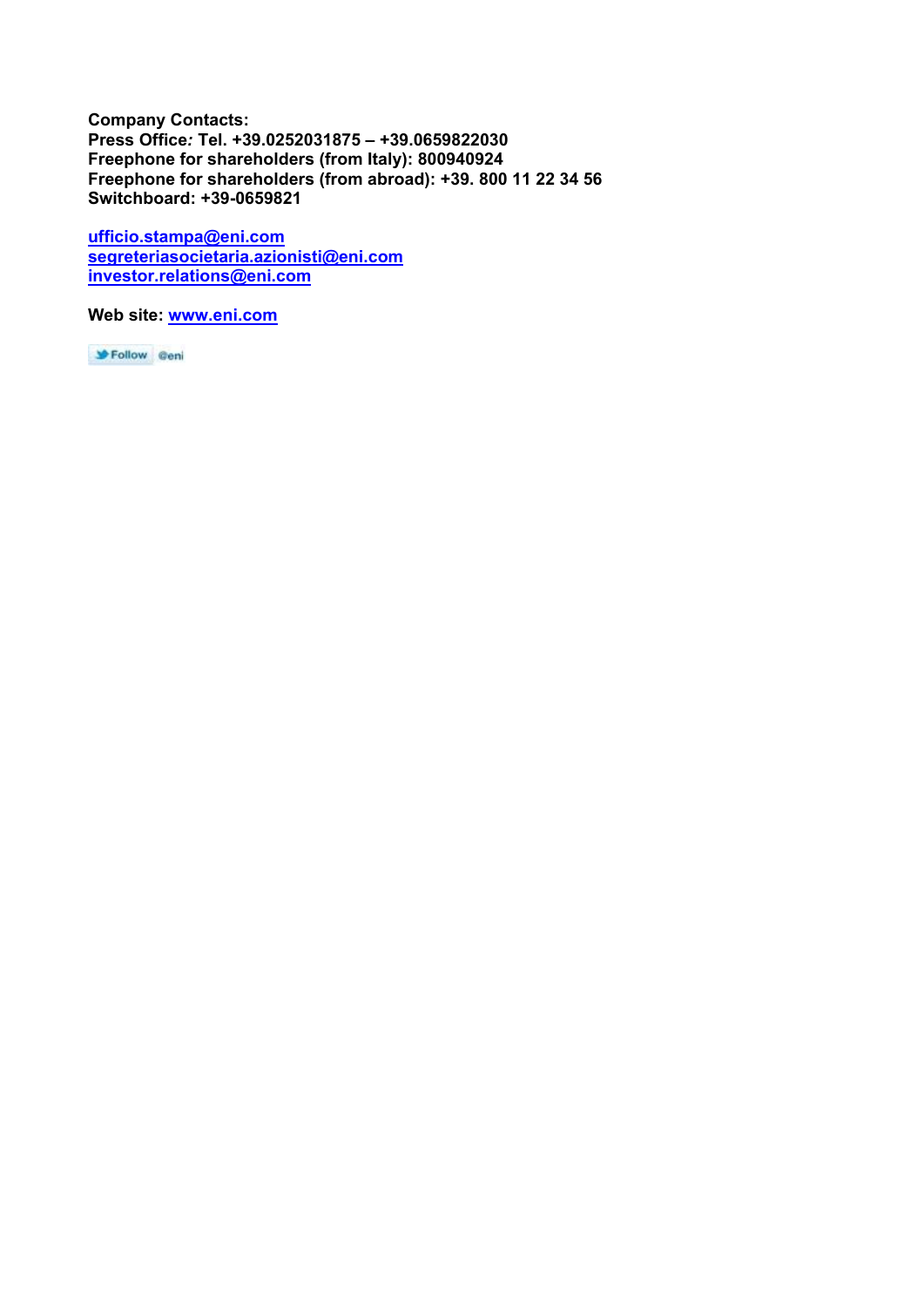**Company Contacts:**
**Press Office***:* **Tel. +39.0252031875 – +39.0659822030**
**Freephone for shareholders (from Italy): 800940924**
**Freephone for shareholders (from abroad): +39. 800 11 22 34 56**
**Switchboard: +39-0659821**

**ufficio.stampa@eni.com**
**segreteriasocietaria.azionisti@eni.com**
**investor.relations@eni.com**

**Web site: www.eni.com**

Follow @eni